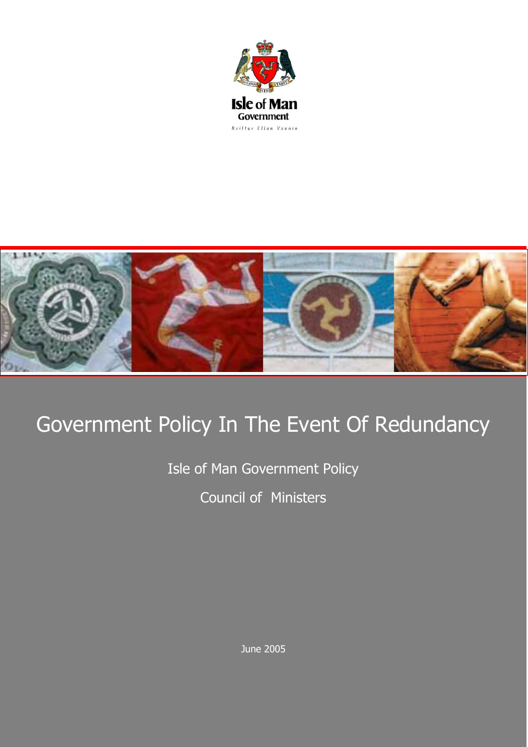Isle of Man Government

Reiltys Ellan Vannin

# Government Policy In The Event Of Redundancy

Isle of Man Government Policy

Council of Ministers

June 2005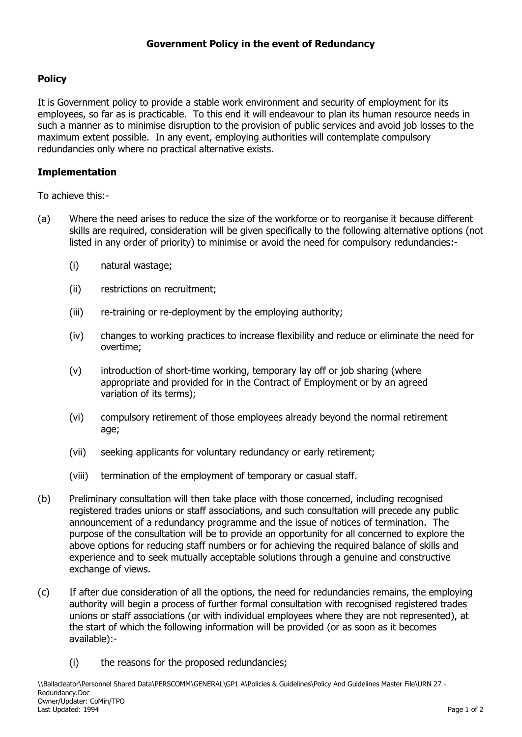## Government Policy in the event of Redundancy

### Policy

It is Government policy to provide a stable work environment and security of employment for its employees, so far as is practicable. To this end it will endeavour to plan its human resource needs in such a manner as to minimise disruption to the provision of public services and avoid job losses to the maximum extent possible. In any event, employing authorities will contemplate compulsory redundancies only where no practical alternative exists.

### Implementation

To achieve this:-

(a) Where the need arises to reduce the size of the workforce or to reorganise it because different skills are required, consideration will be given specifically to the following alternative options (not listed in any order of priority) to minimise or avoid the need for compulsory redundancies:-

   (i) natural wastage;

   (ii) restrictions on recruitment;

   (iii) re-training or re-deployment by the employing authority;

   (iv) changes to working practices to increase flexibility and reduce or eliminate the need for overtime;

   (v) introduction of short-time working, temporary lay off or job sharing (where appropriate and provided for in the Contract of Employment or by an agreed variation of its terms);

   (vi) compulsory retirement of those employees already beyond the normal retirement age;

   (vii) seeking applicants for voluntary redundancy or early retirement;

   (viii) termination of the employment of temporary or casual staff.

(b) Preliminary consultation will then take place with those concerned, including recognised registered trades unions or staff associations, and such consultation will precede any public announcement of a redundancy programme and the issue of notices of termination. The purpose of the consultation will be to provide an opportunity for all concerned to explore the above options for reducing staff numbers or for achieving the required balance of skills and experience and to seek mutually acceptable solutions through a genuine and constructive exchange of views.

(c) If after due consideration of all the options, the need for redundancies remains, the employing authority will begin a process of further formal consultation with recognised registered trades unions or staff associations (or with individual employees where they are not represented), at the start of which the following information will be provided (or as soon as it becomes available):-

   (i) the reasons for the proposed redundancies;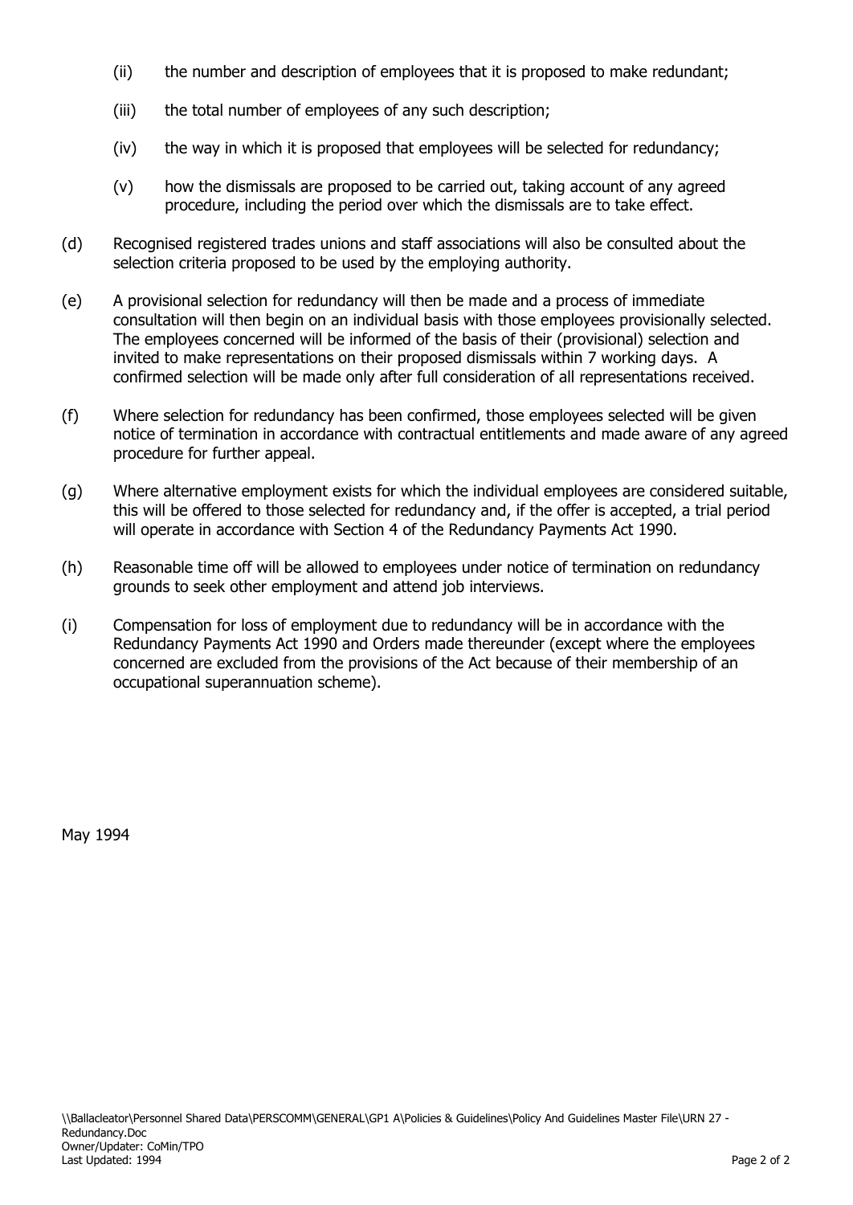(ii) the number and description of employees that it is proposed to make redundant;

(iii) the total number of employees of any such description;

(iv) the way in which it is proposed that employees will be selected for redundancy;

(v) how the dismissals are proposed to be carried out, taking account of any agreed procedure, including the period over which the dismissals are to take effect.

(d) Recognised registered trades unions and staff associations will also be consulted about the selection criteria proposed to be used by the employing authority.

(e) A provisional selection for redundancy will then be made and a process of immediate consultation will then begin on an individual basis with those employees provisionally selected. The employees concerned will be informed of the basis of their (provisional) selection and invited to make representations on their proposed dismissals within 7 working days. A confirmed selection will be made only after full consideration of all representations received.

(f) Where selection for redundancy has been confirmed, those employees selected will be given notice of termination in accordance with contractual entitlements and made aware of any agreed procedure for further appeal.

(g) Where alternative employment exists for which the individual employees are considered suitable, this will be offered to those selected for redundancy and, if the offer is accepted, a trial period will operate in accordance with Section 4 of the Redundancy Payments Act 1990.

(h) Reasonable time off will be allowed to employees under notice of termination on redundancy grounds to seek other employment and attend job interviews.

(i) Compensation for loss of employment due to redundancy will be in accordance with the Redundancy Payments Act 1990 and Orders made thereunder (except where the employees concerned are excluded from the provisions of the Act because of their membership of an occupational superannuation scheme).

May 1994

\\Ballacleator\Personnel Shared Data\PERSCOMM\GENERAL\GP1 A\Policies & Guidelines\Policy And Guidelines Master File\URN 27 - Redundancy.Doc
Owner/Updater: CoMin/TPO
Last Updated: 1994